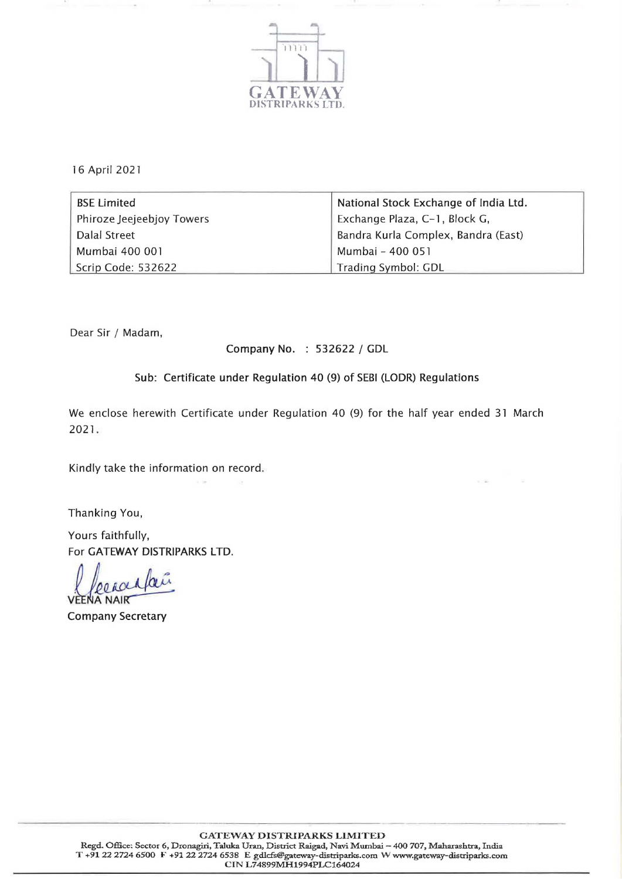GATEWAY DISTRIPARKS LTD.

16 April 2021

| BSE Limited | National Stock Exchange of India Ltd. |
| --- | --- |
| Phiroze Jeejeebjoy Towers | Exchange Plaza, C-1, Block G, |
| Dalal Street | Bandra Kurla Complex, Bandra (East) |
| Mumbai 400 001 | Mumbai - 400 051 |
| Scrip Code: 532622 | Trading Symbol: GDL |

Dear Sir / Madam,

**Company No. : 532622 / GDL**

**Sub: Certificate under Regulation 40 (9) of SEBI (LODR) Regulations**

We enclose herewith Certificate under Regulation 40 (9) for the half year ended 31 March 2021.

Kindly take the information on record.

Thanking You,

Yours faithfully,
For GATEWAY DISTRIPARKS LTD.

VEENA NAIR
Company Secretary

**GATEWAY DISTRIPARKS LIMITED**
Regd. Office: Sector 6, Dronagiri, Taluka Uran, District Raigad, Navi Mumbai – 400 707, Maharashtra, India
T +91 22 2724 6500 F +91 22 2724 6538 E gdlcfs@gateway-distriparks.com W www.gateway-distriparks.com
CIN L74899MH1994PLC164024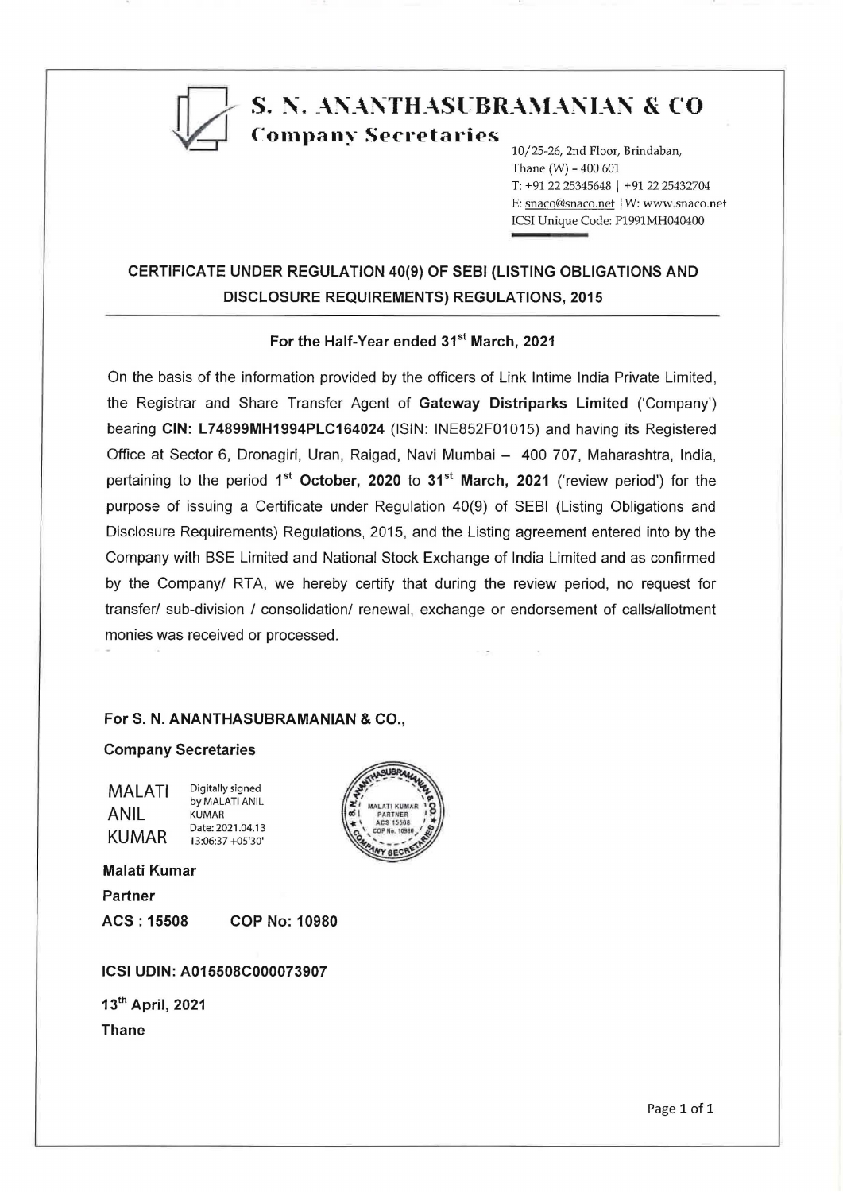# S. N. ANANTHASUBRAMANIAN & CO

**Company Secretaries**

10/25-26, 2nd Floor, Brindaban,
Thane (W) - 400 601
T: +91 22 25345648 | +91 22 25432704
E: snaco@snaco.net | W: www.snaco.net
ICSI Unique Code: P1991MH040400

## CERTIFICATE UNDER REGULATION 40(9) OF SEBI (LISTING OBLIGATIONS AND DISCLOSURE REQUIREMENTS) REGULATIONS, 2015

**For the Half-Year ended 31st March, 2021**

On the basis of the information provided by the officers of Link Intime India Private Limited, the Registrar and Share Transfer Agent of **Gateway Distriparks Limited** ('Company') bearing **CIN: L74899MH1994PLC164024** (ISIN: INE852F01015) and having its Registered Office at Sector 6, Dronagiri, Uran, Raigad, Navi Mumbai – 400 707, Maharashtra, India, pertaining to the period **1st October, 2020** to **31st March, 2021** ('review period') for the purpose of issuing a Certificate under Regulation 40(9) of SEBI (Listing Obligations and Disclosure Requirements) Regulations, 2015, and the Listing agreement entered into by the Company with BSE Limited and National Stock Exchange of India Limited and as confirmed by the Company/ RTA, we hereby certify that during the review period, no request for transfer/ sub-division / consolidation/ renewal, exchange or endorsement of calls/allotment monies was received or processed.

**For S. N. ANANTHASUBRAMANIAN & CO.,**

**Company Secretaries**

MALATI ANIL KUMAR
Digitally signed by MALATI ANIL KUMAR
Date: 2021.04.13 13:06:37 +05'30'

**Malati Kumar**

**Partner**

**ACS : 15508 COP No: 10980**

**ICSI UDIN: A015508C000073907**

**13th April, 2021**

**Thane**